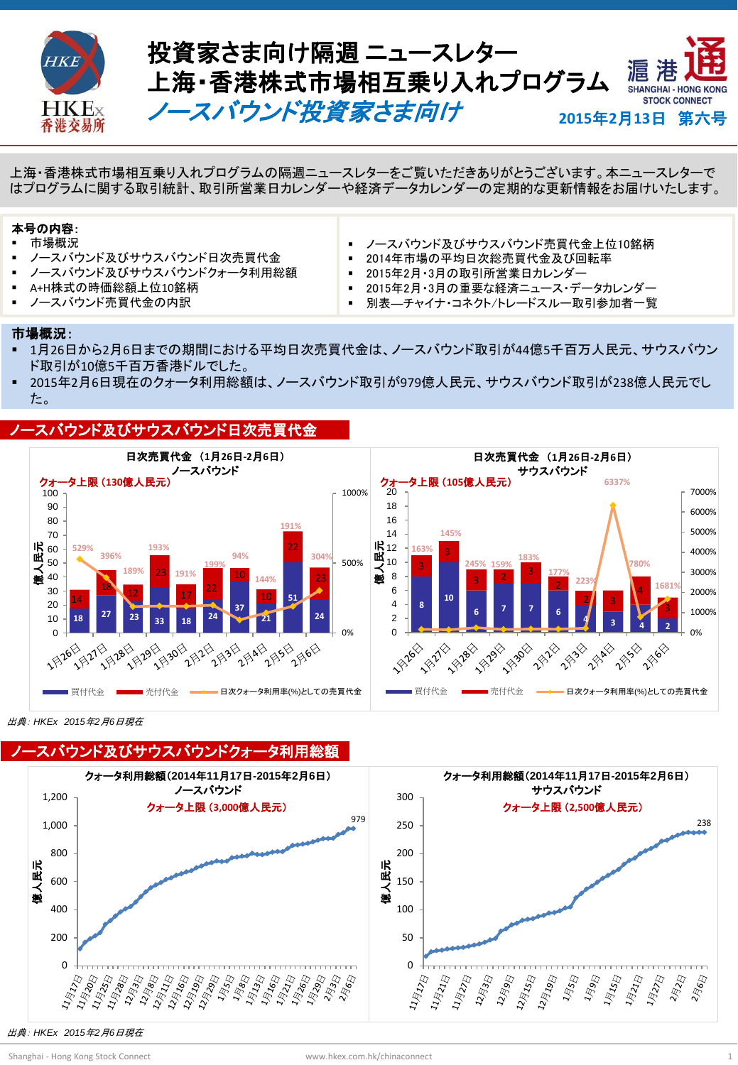# 投資家さま向け隔週 ニュースレター
# 上海・香港株式市場相互乗り入れプログラム
## *ノースバウンド投資家さま向け*

**2015年2月13日　第六号**

上海・香港株式市場相互乗り入れプログラムの隔週ニュースレターをご覧いただきありがとうございます。本ニュースレターではプログラムに関する取引統計、取引所営業日カレンダーや経済データカレンダーの定期的な更新情報をお届けいたします。

**本号の内容:**

- 市場概況
- ノースバウンド及びサウスバウンド日次売買代金
- ノースバウンド及びサウスバウンドクォータ利用総額
- A+H株式の時価総額上位10銘柄
- ノースバウンド売買代金の内訳
- ノースバウンド及びサウスバウンド売買代金上位10銘柄
- 2014年市場の平均日次総売買代金及び回転率
- 2015年2月・3月の取引所営業日カレンダー
- 2015年2月・3月の重要な経済ニュース・データカレンダー
- 別表—チャイナ・コネクト/トレードスルー取引参加者一覧

**市場概況:**

- 1月26日から2月6日までの期間における平均日次売買代金は、ノースバウンド取引が44億5千百万人民元、サウスバウンド取引が10億5千百万香港ドルでした。
- 2015年2月6日現在のクォータ利用総額は、ノースバウンド取引が979億人民元、サウスバウンド取引が238億人民元でした。

## ノースバウンド及びサウスバウンド日次売買代金

**日次売買代金 (1月26日-2月6日) ノースバウンド**
クォータ上限 (130億人民元)（単位：億人民元）

| 日付 | 買付代金 | 売付代金 | 日次クォータ利用率(%)としての売買代金 |
|---|---|---|---|
| 1月26日 | 18 | 14 | 529% |
| 1月27日 | 27 | 18 | 396% |
| 1月28日 | 23 | 12 | 189% |
| 1月29日 | 33 | 23 | 193% |
| 1月30日 | 18 | 17 | 191% |
| 2月2日 | 24 | 22 | 199% |
| 2月3日 | 37 | 10 | 94% |
| 2月4日 | 21 | 10 | 144% |
| 2月5日 | 51 | 22 | 191% |
| 2月6日 | 24 | 23 | 304% |

**日次売買代金 (1月26日-2月6日) サウスバウンド**
クォータ上限 (105億人民元)（単位：億人民元）

| 日付 | 買付代金 | 売付代金 | 日次クォータ利用率(%)としての売買代金 |
|---|---|---|---|
| 1月26日 | 8 | 3 | 163% |
| 1月27日 | 10 | 3 | 145% |
| 1月28日 | 6 | 3 | 245% |
| 1月29日 | 7 | 2 | 159% |
| 1月30日 | 7 | 3 | 183% |
| 2月2日 | 6 | 2 | 177% |
| 2月3日 | 4 | 2 | 223% |
| 2月4日 | 3 | 3 | 6337% |
| 2月5日 | 4 | 4 | 780% |
| 2月6日 | 2 | 3 | 1681% |

*出典: HKEx 2015年2月6日現在*

## ノースバウンド及びサウスバウンドクォータ利用総額

**クォータ利用総額(2014年11月17日-2015年2月6日) ノースバウンド**
クォータ上限 (3,000億人民元)
2015年2月6日現在：979（億人民元）

**クォータ利用総額(2014年11月17日-2015年2月6日) サウスバウンド**
クォータ上限 (2,500億人民元)
2015年2月6日現在：238（億人民元）

*出典: HKEx 2015年2月6日現在*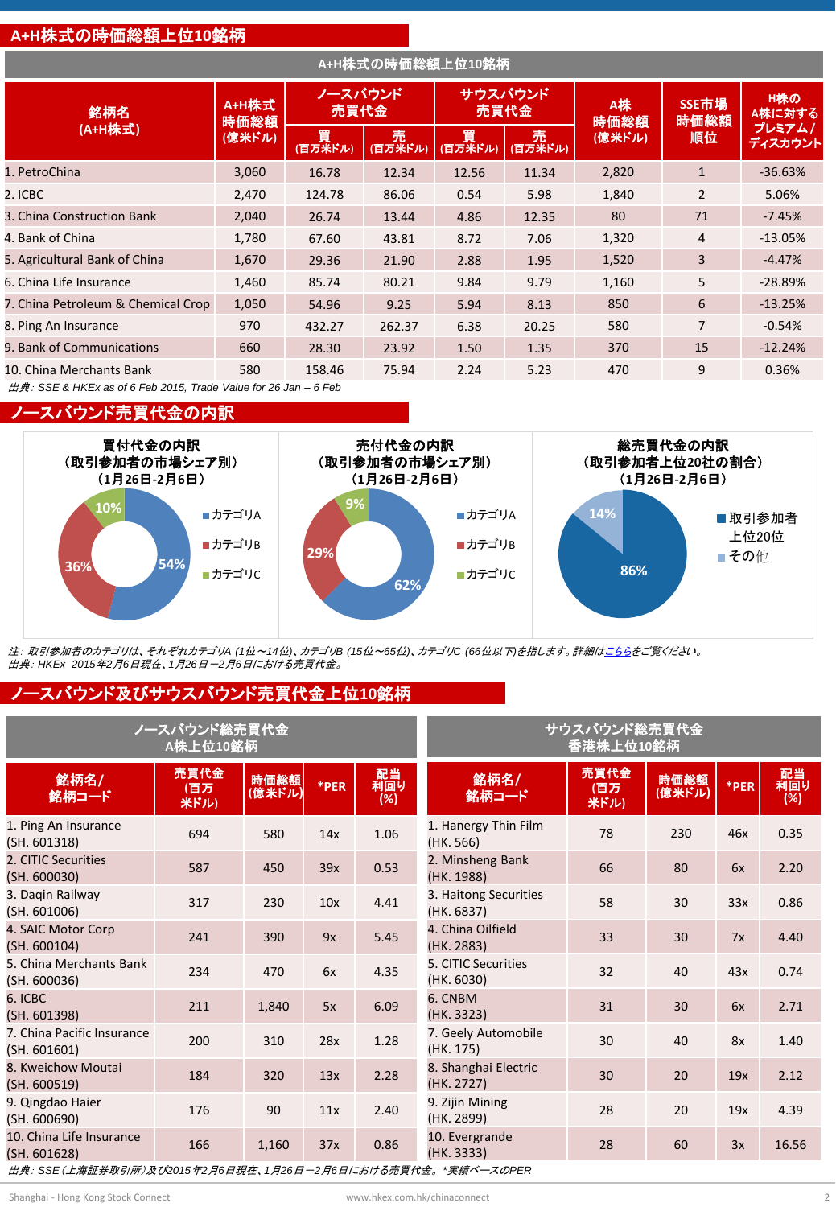## A+H株式の時価総額上位10銘柄

**A+H株式の時価総額上位10銘柄**

| 銘柄名 (A+H株式) | A+H株式 時価総額 (億米ドル) | ノースバウンド 売買代金 | | サウスバウンド 売買代金 | | A株 時価総額 (億米ドル) | SSE市場 時価総額 順位 | H株の A株に対する プレミアム/ ディスカウント |
|---|---|---|---|---|---|---|---|---|
| | | 買 (百万米ドル) | 売 (百万米ドル) | 買 (百万米ドル) | 売 (百万米ドル) | | | |
| 1. PetroChina | 3,060 | 16.78 | 12.34 | 12.56 | 11.34 | 2,820 | 1 | -36.63% |
| 2. ICBC | 2,470 | 124.78 | 86.06 | 0.54 | 5.98 | 1,840 | 2 | 5.06% |
| 3. China Construction Bank | 2,040 | 26.74 | 13.44 | 4.86 | 12.35 | 80 | 71 | -7.45% |
| 4. Bank of China | 1,780 | 67.60 | 43.81 | 8.72 | 7.06 | 1,320 | 4 | -13.05% |
| 5. Agricultural Bank of China | 1,670 | 29.36 | 21.90 | 2.88 | 1.95 | 1,520 | 3 | -4.47% |
| 6. China Life Insurance | 1,460 | 85.74 | 80.21 | 9.84 | 9.79 | 1,160 | 5 | -28.89% |
| 7. China Petroleum & Chemical Crop | 1,050 | 54.96 | 9.25 | 5.94 | 8.13 | 850 | 6 | -13.25% |
| 8. Ping An Insurance | 970 | 432.27 | 262.37 | 6.38 | 20.25 | 580 | 7 | -0.54% |
| 9. Bank of Communications | 660 | 28.30 | 23.92 | 1.50 | 1.35 | 370 | 15 | -12.24% |
| 10. China Merchants Bank | 580 | 158.46 | 75.94 | 2.24 | 5.23 | 470 | 9 | 0.36% |

*出典：SSE & HKEx as of 6 Feb 2015, Trade Value for 26 Jan – 6 Feb*

## ノースバウンド売買代金の内訳

**買付代金の内訳（取引参加者の市場シェア別）（1月26日-2月6日）**
- カテゴリA: 54%
- カテゴリB: 36%
- カテゴリC: 10%

**売付代金の内訳（取引参加者の市場シェア別）（1月26日-2月6日）**
- カテゴリA: 62%
- カテゴリB: 29%
- カテゴリC: 9%

**総売買代金の内訳（取引参加者上位20社の割合）（1月26日-2月6日）**
- 取引参加者上位20位: 86%
- その他: 14%

*注：取引参加者のカテゴリは、それぞれカテゴリA (1位～14位)、カテゴリB (15位～65位)、カテゴリC (66位以下)を指します。詳細はこちらをご覧ください。*
*出典：HKEx 2015年2月6日現在、1月26日－2月6日における売買代金。*

## ノースバウンド及びサウスバウンド売買代金上位10銘柄

**ノースバウンド総売買代金 A株上位10銘柄**

| 銘柄名/ 銘柄コード | 売買代金 (百万米ドル) | 時価総額 (億米ドル) | *PER | 配当利回り (%) |
|---|---|---|---|---|
| 1. Ping An Insurance (SH. 601318) | 694 | 580 | 14x | 1.06 |
| 2. CITIC Securities (SH. 600030) | 587 | 450 | 39x | 0.53 |
| 3. Daqin Railway (SH. 601006) | 317 | 230 | 10x | 4.41 |
| 4. SAIC Motor Corp (SH. 600104) | 241 | 390 | 9x | 5.45 |
| 5. China Merchants Bank (SH. 600036) | 234 | 470 | 6x | 4.35 |
| 6. ICBC (SH. 601398) | 211 | 1,840 | 5x | 6.09 |
| 7. China Pacific Insurance (SH. 601601) | 200 | 310 | 28x | 1.28 |
| 8. Kweichow Moutai (SH. 600519) | 184 | 320 | 13x | 2.28 |
| 9. Qingdao Haier (SH. 600690) | 176 | 90 | 11x | 2.40 |
| 10. China Life Insurance (SH. 601628) | 166 | 1,160 | 37x | 0.86 |

**サウスバウンド総売買代金 香港株上位10銘柄**

| 銘柄名/ 銘柄コード | 売買代金 (百万米ドル) | 時価総額 (億米ドル) | *PER | 配当利回り (%) |
|---|---|---|---|---|
| 1. Hanergy Thin Film (HK. 566) | 78 | 230 | 46x | 0.35 |
| 2. Minsheng Bank (HK. 1988) | 66 | 80 | 6x | 2.20 |
| 3. Haitong Securities (HK. 6837) | 58 | 30 | 33x | 0.86 |
| 4. China Oilfield (HK. 2883) | 33 | 30 | 7x | 4.40 |
| 5. CITIC Securities (HK. 6030) | 32 | 40 | 43x | 0.74 |
| 6. CNBM (HK. 3323) | 31 | 30 | 6x | 2.71 |
| 7. Geely Automobile (HK. 175) | 30 | 40 | 8x | 1.40 |
| 8. Shanghai Electric (HK. 2727) | 30 | 20 | 19x | 2.12 |
| 9. Zijin Mining (HK. 2899) | 28 | 20 | 19x | 4.39 |
| 10. Evergrande (HK. 3333) | 28 | 60 | 3x | 16.56 |

*出典：SSE（上海証券取引所）及び2015年2月6日現在、1月26日－2月6日における売買代金。*実績ベースのPER*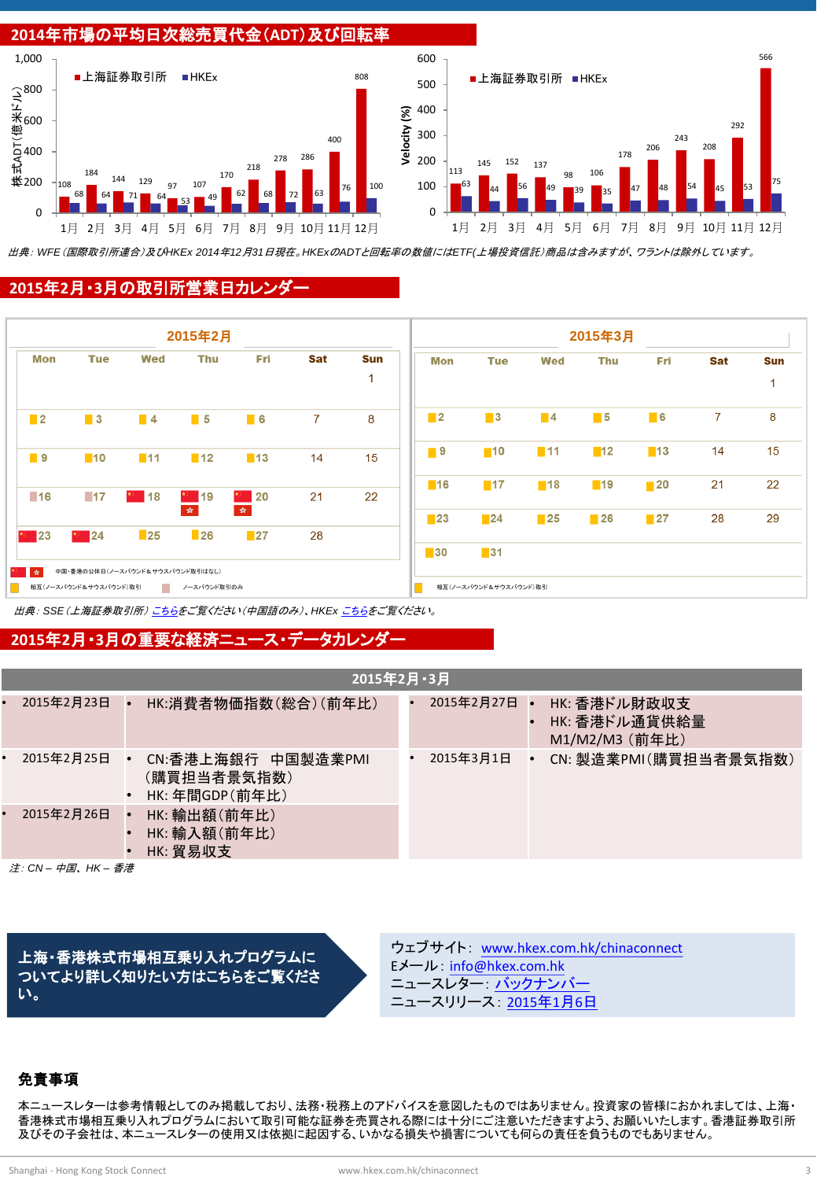## 2014年市場の平均日次総売買代金(ADT)及び回転率

株式ADT(億米ドル)

| 月 | 上海証券取引所 | HKEx |
| --- | --- | --- |
| 1月 | 108 | 68 |
| 2月 | 184 | 64 |
| 3月 | 144 | 71 |
| 4月 | 129 | 64 |
| 5月 | 97 | 53 |
| 6月 | 107 | 49 |
| 7月 | 170 | 62 |
| 8月 | 218 | 68 |
| 9月 | 278 | 72 |
| 10月 | 286 | 63 |
| 11月 | 400 | 76 |
| 12月 | 808 | 100 |

Velocity (%)

| 月 | 上海証券取引所 | HKEx |
| --- | --- | --- |
| 1月 | 113 | 63 |
| 2月 | 145 | 44 |
| 3月 | 152 | 56 |
| 4月 | 137 | 49 |
| 5月 | 98 | 39 |
| 6月 | 106 | 35 |
| 7月 | 178 | 47 |
| 8月 | 206 | 48 |
| 9月 | 243 | 54 |
| 10月 | 208 | 45 |
| 11月 | 292 | 53 |
| 12月 | 566 | 75 |

*出典: WFE(国際取引所連合)及びHKEx 2014年12月31日現在。HKExのADTと回転率の数値にはETF(上場投資信託)商品は含みますが、ワラントは除外しています。*

## 2015年2月・3月の取引所営業日カレンダー

**2015年2月**

| Mon | Tue | Wed | Thu | Fri | Sat | Sun |
| --- | --- | --- | --- | --- | --- | --- |
| | | | | | | 1 |
| 2 | 3 | 4 | 5 | 6 | 7 | 8 |
| 9 | 10 | 11 | 12 | 13 | 14 | 15 |
| 16 | 17 | 18 | 19 | 20 | 21 | 22 |
| 23 | 24 | 25 | 26 | 27 | 28 | |

中国・香港の公休日(ノースバウンド&サウスバウンド取引はなし)
相互(ノースバウンド&サウスバウンド)取引
ノースバウンド取引のみ

**2015年3月**

| Mon | Tue | Wed | Thu | Fri | Sat | Sun |
| --- | --- | --- | --- | --- | --- | --- |
| | | | | | | 1 |
| 2 | 3 | 4 | 5 | 6 | 7 | 8 |
| 9 | 10 | 11 | 12 | 13 | 14 | 15 |
| 16 | 17 | 18 | 19 | 20 | 21 | 22 |
| 23 | 24 | 25 | 26 | 27 | 28 | 29 |
| 30 | 31 | | | | | |

相互(ノースバウンド&サウスバウンド)取引

*出典: SSE(上海証券取引所) こちらをご覧ください(中国語のみ)、HKEx こちらをご覧ください。*

## 2015年2月・3月の重要な経済ニュース・データカレンダー

**2015年2月・3月**

| 日付 | 内容 |
| --- | --- |
| 2015年2月23日 | HK:消費者物価指数(総合)(前年比) |
| 2015年2月25日 | CN:香港上海銀行 中国製造業PMI(購買担当者景気指数)<br>HK: 年間GDP(前年比) |
| 2015年2月26日 | HK: 輸出額(前年比)<br>HK: 輸入額(前年比)<br>HK: 貿易収支 |
| 2015年2月27日 | HK: 香港ドル財政収支<br>HK: 香港ドル通貨供給量 M1/M2/M3 (前年比) |
| 2015年3月1日 | CN: 製造業PMI(購買担当者景気指数) |

*注: CN – 中国、HK – 香港*

**上海・香港株式市場相互乗り入れプログラムについてより詳しく知りたい方はこちらをご覧ください。**

ウェブサイト: www.hkex.com.hk/chinaconnect
Eメール: info@hkex.com.hk
ニュースレター: バックナンバー
ニュースリリース: 2015年1月6日

### 免責事項

本ニュースレターは参考情報としてのみ掲載しており、法務・税務上のアドバイスを意図したものではありません。投資家の皆様におかれましては、上海・香港株式市場相互乗り入れプログラムにおいて取引可能な証券を売買される際には十分にご注意いただきますよう、お願いいたします。香港証券取引所及びその子会社は、本ニュースレターの使用又は依拠に起因する、いかなる損失や損害についても何らの責任を負うものでもありません。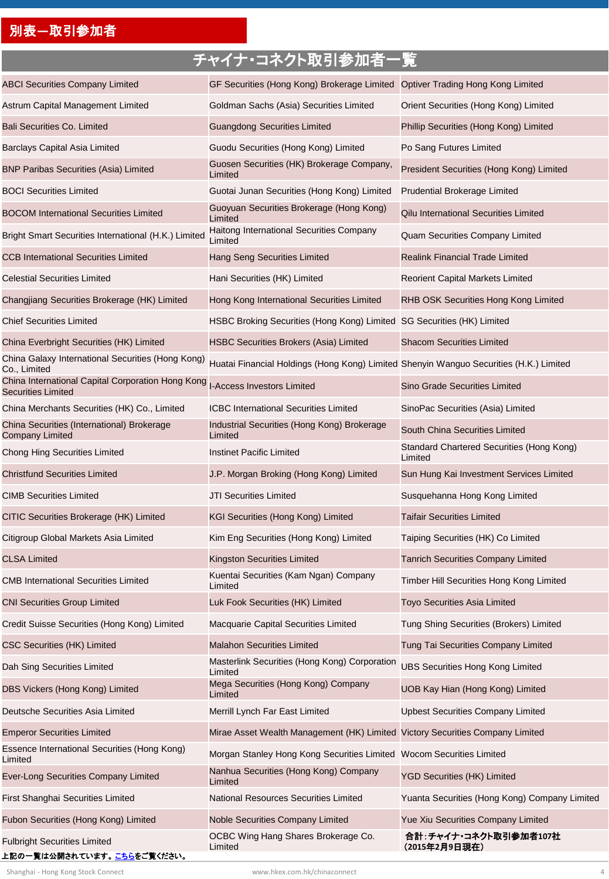## 別表ー取引参加者

| チャイナ・コネクト取引参加者一覧 | | |
|---|---|---|
| ABCI Securities Company Limited | GF Securities (Hong Kong) Brokerage Limited | Optiver Trading Hong Kong Limited |
| Astrum Capital Management Limited | Goldman Sachs (Asia) Securities Limited | Orient Securities (Hong Kong) Limited |
| Bali Securities Co. Limited | Guangdong Securities Limited | Phillip Securities (Hong Kong) Limited |
| Barclays Capital Asia Limited | Guodu Securities (Hong Kong) Limited | Po Sang Futures Limited |
| BNP Paribas Securities (Asia) Limited | Guosen Securities (HK) Brokerage Company, Limited | President Securities (Hong Kong) Limited |
| BOCI Securities Limited | Guotai Junan Securities (Hong Kong) Limited | Prudential Brokerage Limited |
| BOCOM International Securities Limited | Guoyuan Securities Brokerage (Hong Kong) Limited | Qilu International Securities Limited |
| Bright Smart Securities International (H.K.) Limited | Haitong International Securities Company Limited | Quam Securities Company Limited |
| CCB International Securities Limited | Hang Seng Securities Limited | Realink Financial Trade Limited |
| Celestial Securities Limited | Hani Securities (HK) Limited | Reorient Capital Markets Limited |
| Changjiang Securities Brokerage (HK) Limited | Hong Kong International Securities Limited | RHB OSK Securities Hong Kong Limited |
| Chief Securities Limited | HSBC Broking Securities (Hong Kong) Limited | SG Securities (HK) Limited |
| China Everbright Securities (HK) Limited | HSBC Securities Brokers (Asia) Limited | Shacom Securities Limited |
| China Galaxy International Securities (Hong Kong) Co., Limited | Huatai Financial Holdings (Hong Kong) Limited | Shenyin Wanguo Securities (H.K.) Limited |
| China International Capital Corporation Hong Kong Securities Limited | I-Access Investors Limited | Sino Grade Securities Limited |
| China Merchants Securities (HK) Co., Limited | ICBC International Securities Limited | SinoPac Securities (Asia) Limited |
| China Securities (International) Brokerage Company Limited | Industrial Securities (Hong Kong) Brokerage Limited | South China Securities Limited |
| Chong Hing Securities Limited | Instinet Pacific Limited | Standard Chartered Securities (Hong Kong) Limited |
| Christfund Securities Limited | J.P. Morgan Broking (Hong Kong) Limited | Sun Hung Kai Investment Services Limited |
| CIMB Securities Limited | JTI Securities Limited | Susquehanna Hong Kong Limited |
| CITIC Securities Brokerage (HK) Limited | KGI Securities (Hong Kong) Limited | Taifair Securities Limited |
| Citigroup Global Markets Asia Limited | Kim Eng Securities (Hong Kong) Limited | Taiping Securities (HK) Co Limited |
| CLSA Limited | Kingston Securities Limited | Tanrich Securities Company Limited |
| CMB International Securities Limited | Kuentai Securities (Kam Ngan) Company Limited | Timber Hill Securities Hong Kong Limited |
| CNI Securities Group Limited | Luk Fook Securities (HK) Limited | Toyo Securities Asia Limited |
| Credit Suisse Securities (Hong Kong) Limited | Macquarie Capital Securities Limited | Tung Shing Securities (Brokers) Limited |
| CSC Securities (HK) Limited | Malahon Securities Limited | Tung Tai Securities Company Limited |
| Dah Sing Securities Limited | Masterlink Securities (Hong Kong) Corporation Limited | UBS Securities Hong Kong Limited |
| DBS Vickers (Hong Kong) Limited | Mega Securities (Hong Kong) Company Limited | UOB Kay Hian (Hong Kong) Limited |
| Deutsche Securities Asia Limited | Merrill Lynch Far East Limited | Upbest Securities Company Limited |
| Emperor Securities Limited | Mirae Asset Wealth Management (HK) Limited | Victory Securities Company Limited |
| Essence International Securities (Hong Kong) Limited | Morgan Stanley Hong Kong Securities Limited | Wocom Securities Limited |
| Ever-Long Securities Company Limited | Nanhua Securities (Hong Kong) Company Limited | YGD Securities (HK) Limited |
| First Shanghai Securities Limited | National Resources Securities Limited | Yuanta Securities (Hong Kong) Company Limited |
| Fubon Securities (Hong Kong) Limited | Noble Securities Company Limited | Yue Xiu Securities Company Limited |
| Fulbright Securities Limited | OCBC Wing Hang Shares Brokerage Co. Limited | **合計：チャイナ・コネクト取引参加者107社 （2015年2月9日現在）** |

**上記の一覧は公開されています。こちらをご覧ください。**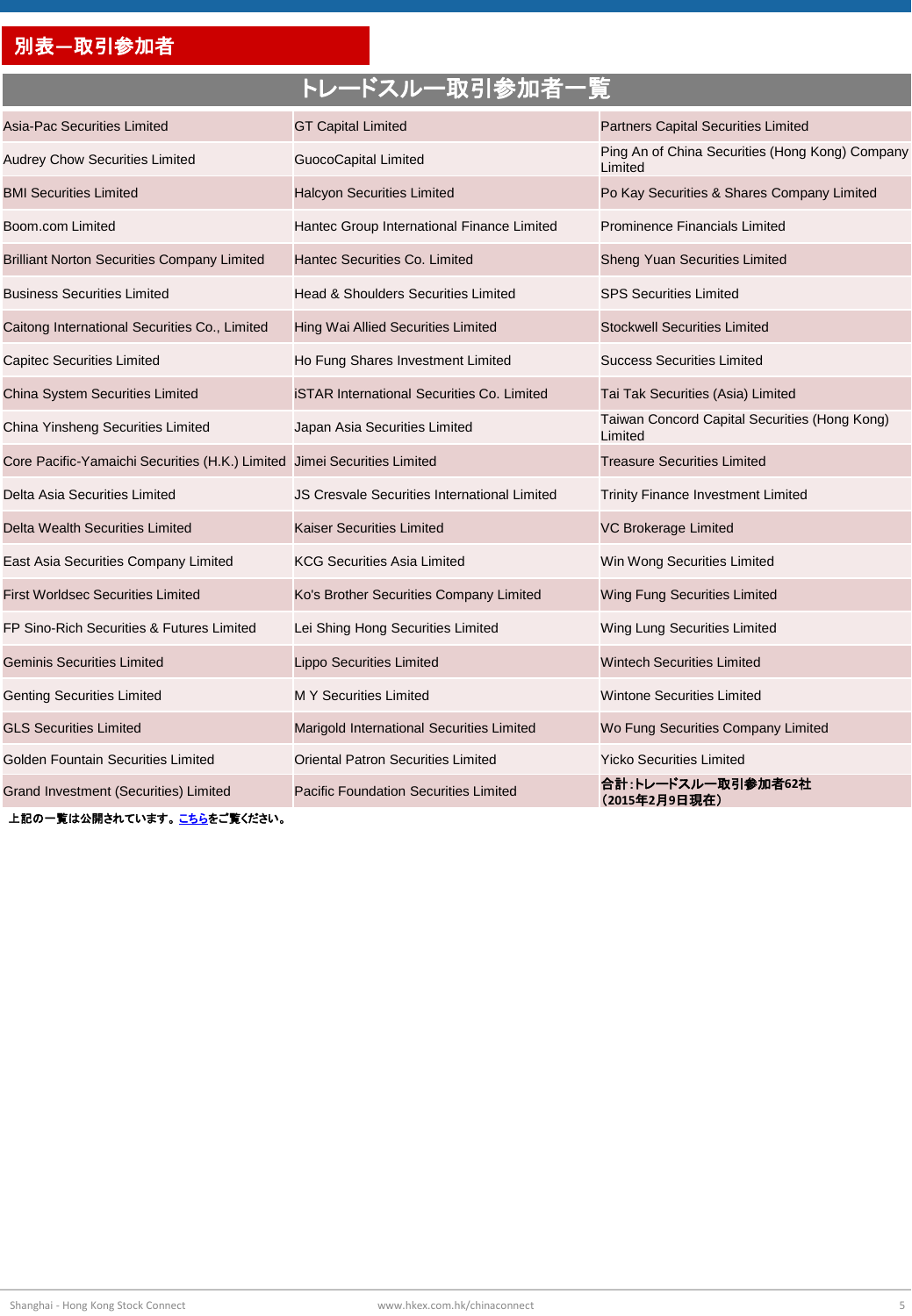# 別表－取引参加者

## トレードスルー取引参加者一覧

| | | |
|---|---|---|
| Asia-Pac Securities Limited | GT Capital Limited | Partners Capital Securities Limited |
| Audrey Chow Securities Limited | GuocoCapital Limited | Ping An of China Securities (Hong Kong) Company Limited |
| BMI Securities Limited | Halcyon Securities Limited | Po Kay Securities & Shares Company Limited |
| Boom.com Limited | Hantec Group International Finance Limited | Prominence Financials Limited |
| Brilliant Norton Securities Company Limited | Hantec Securities Co. Limited | Sheng Yuan Securities Limited |
| Business Securities Limited | Head & Shoulders Securities Limited | SPS Securities Limited |
| Caitong International Securities Co., Limited | Hing Wai Allied Securities Limited | Stockwell Securities Limited |
| Capitec Securities Limited | Ho Fung Shares Investment Limited | Success Securities Limited |
| China System Securities Limited | iSTAR International Securities Co. Limited | Tai Tak Securities (Asia) Limited |
| China Yinsheng Securities Limited | Japan Asia Securities Limited | Taiwan Concord Capital Securities (Hong Kong) Limited |
| Core Pacific-Yamaichi Securities (H.K.) Limited | Jimei Securities Limited | Treasure Securities Limited |
| Delta Asia Securities Limited | JS Cresvale Securities International Limited | Trinity Finance Investment Limited |
| Delta Wealth Securities Limited | Kaiser Securities Limited | VC Brokerage Limited |
| East Asia Securities Company Limited | KCG Securities Asia Limited | Win Wong Securities Limited |
| First Worldsec Securities Limited | Ko's Brother Securities Company Limited | Wing Fung Securities Limited |
| FP Sino-Rich Securities & Futures Limited | Lei Shing Hong Securities Limited | Wing Lung Securities Limited |
| Geminis Securities Limited | Lippo Securities Limited | Wintech Securities Limited |
| Genting Securities Limited | M Y Securities Limited | Wintone Securities Limited |
| GLS Securities Limited | Marigold International Securities Limited | Wo Fung Securities Company Limited |
| Golden Fountain Securities Limited | Oriental Patron Securities Limited | Yicko Securities Limited |
| Grand Investment (Securities) Limited | Pacific Foundation Securities Limited | **合計:トレードスルー取引参加者62社（2015年2月9日現在）** |

上記の一覧は公開されています。こちらをご覧ください。